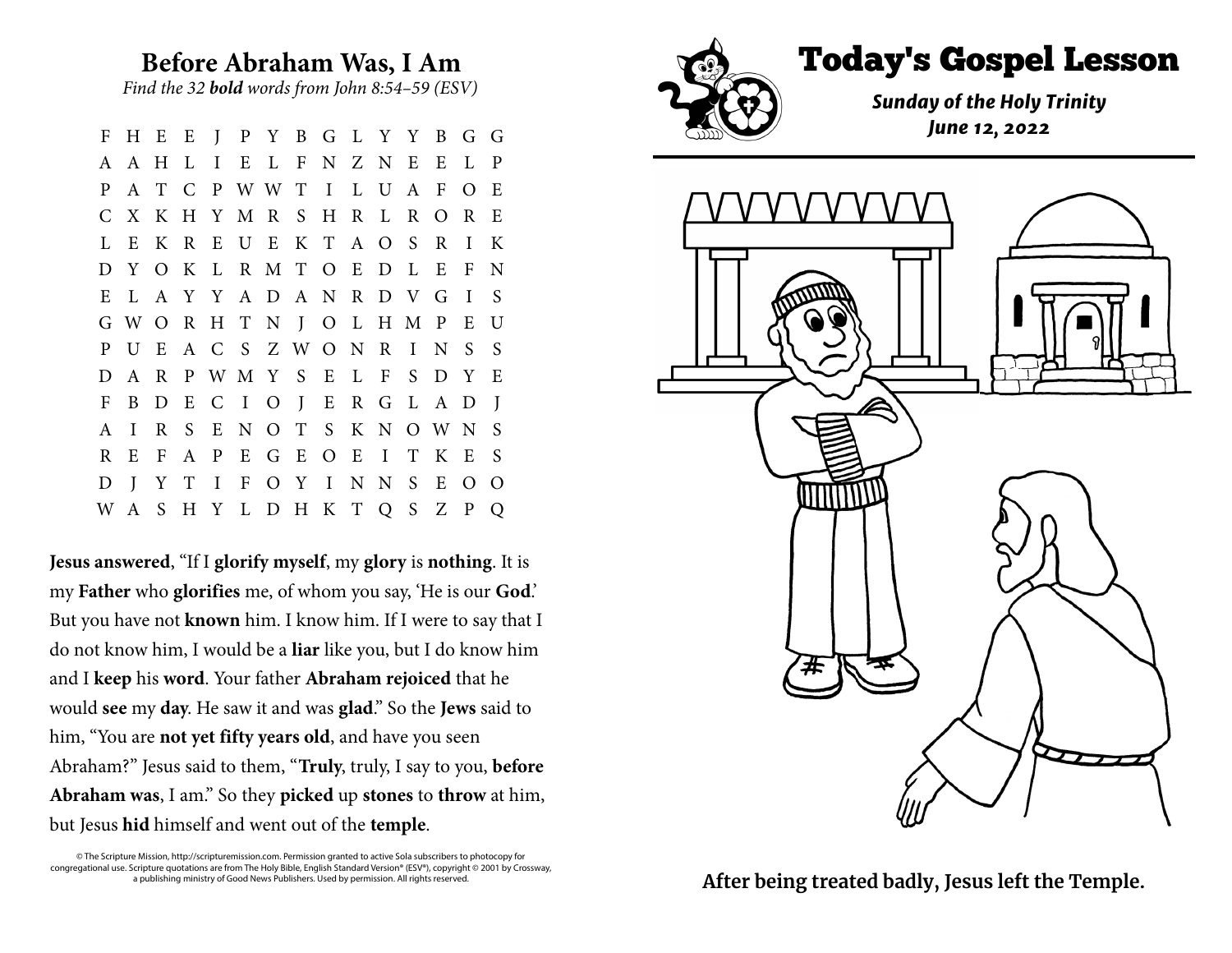## Before Abraham Was, I Am

*Find the 32* ***bold*** *words from John 8:54–59 (ESV)*

```
F H E E J P Y B G L Y Y B G G
A A H L I E L F N Z N E E L P
P A T C P W W T I L U A F O E
C X K H Y M R S H R L R O R E
L E K R E U E K T A O S R I K
D Y O K L R M T O E D L E F N
E L A Y Y A D A N R D V G I S
G W O R H T N J O L H M P E U
P U E A C S Z W O N R I N S S
D A R P W M Y S E L F S D Y E
F B D E C I O J E R G L A D J
A I R S E N O T S K N O W N S
R E F A P E G E O E I T K E S
D J Y T I F O Y I N N S E O O
W A S H Y L D H K T Q S Z P Q
```

**Jesus answered**, "If I **glorify myself**, my **glory** is **nothing**. It is my **Father** who **glorifies** me, of whom you say, 'He is our **God**.' But you have not **known** him. I know him. If I were to say that I do not know him, I would be a **liar** like you, but I do know him and I **keep** his **word**. Your father **Abraham rejoiced** that he would **see** my **day**. He saw it and was **glad**." So the **Jews** said to him, "You are **not yet fifty years old**, and have you seen Abraham?" Jesus said to them, "**Truly**, truly, I say to you, **before Abraham was**, I am." So they **picked** up **stones** to **throw** at him, but Jesus **hid** himself and went out of the **temple**.

© The Scripture Mission, http://scripturemission.com. Permission granted to active Sola subscribers to photocopy for congregational use. Scripture quotations are from The Holy Bible, English Standard Version® (ESV®), copyright © 2001 by Crossway, a publishing ministry of Good News Publishers. Used by permission. All rights reserved.

# Today's Gospel Lesson

***Sunday of the Holy Trinity***
***June 12, 2022***

**After being treated badly, Jesus left the Temple.**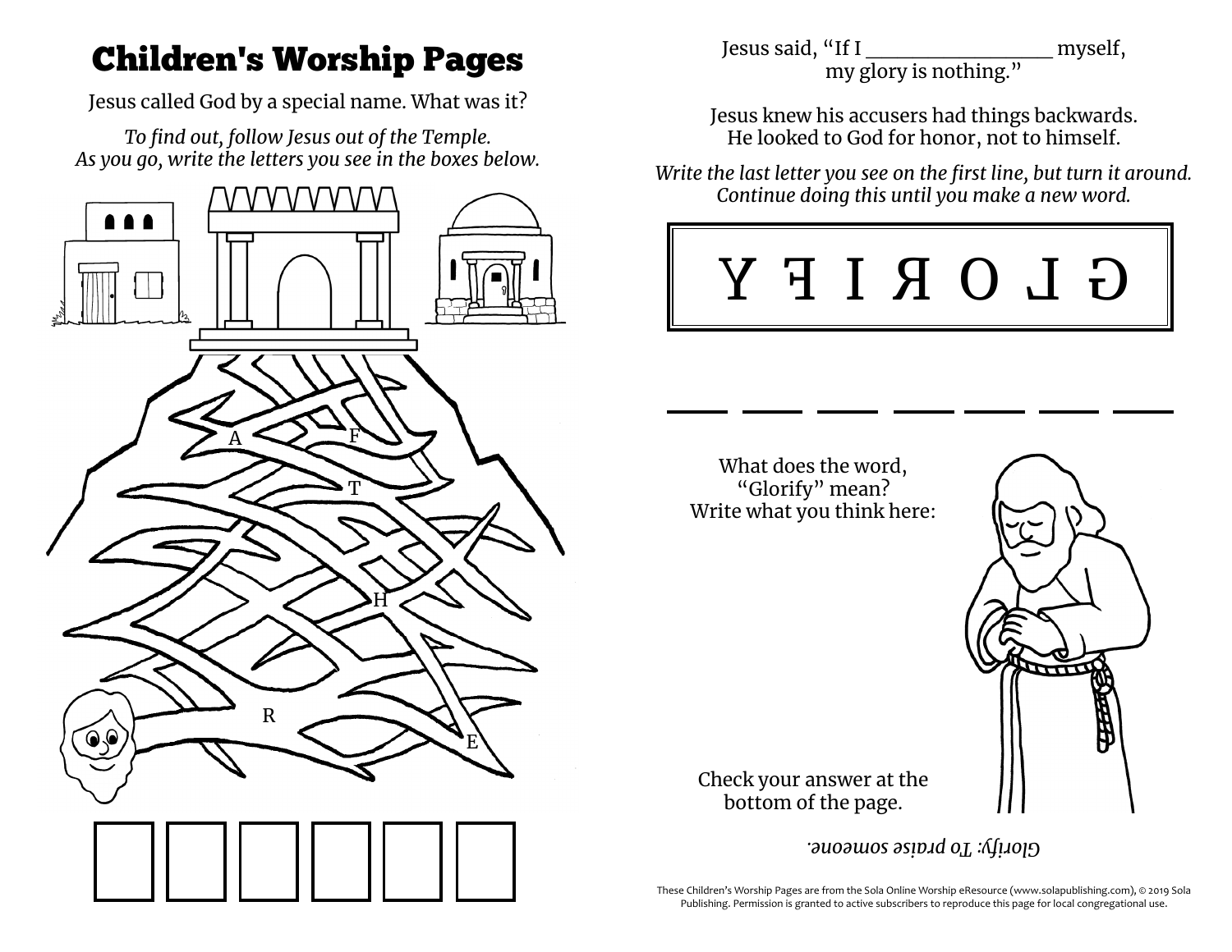# Children's Worship Pages

Jesus called God by a special name. What was it?

*To find out, follow Jesus out of the Temple. As you go, write the letters you see in the boxes below.*

A F T H R E

☐ ☐ ☐ ☐ ☐ ☐

Jesus said, "If I ________________ myself, my glory is nothing."

Jesus knew his accusers had things backwards. He looked to God for honor, not to himself.

*Write the last letter you see on the first line, but turn it around. Continue doing this until you make a new word.*

Y Ⅎ I Я O ⅃ ⅁

___ ___ ___ ___ ___ ___ ___

What does the word, "Glorify" mean? Write what you think here:

Check your answer at the bottom of the page.

*Glorify: To praise someone.*

These Children's Worship Pages are from the Sola Online Worship eResource (www.solapublishing.com), © 2019 Sola Publishing. Permission is granted to active subscribers to reproduce this page for local congregational use.